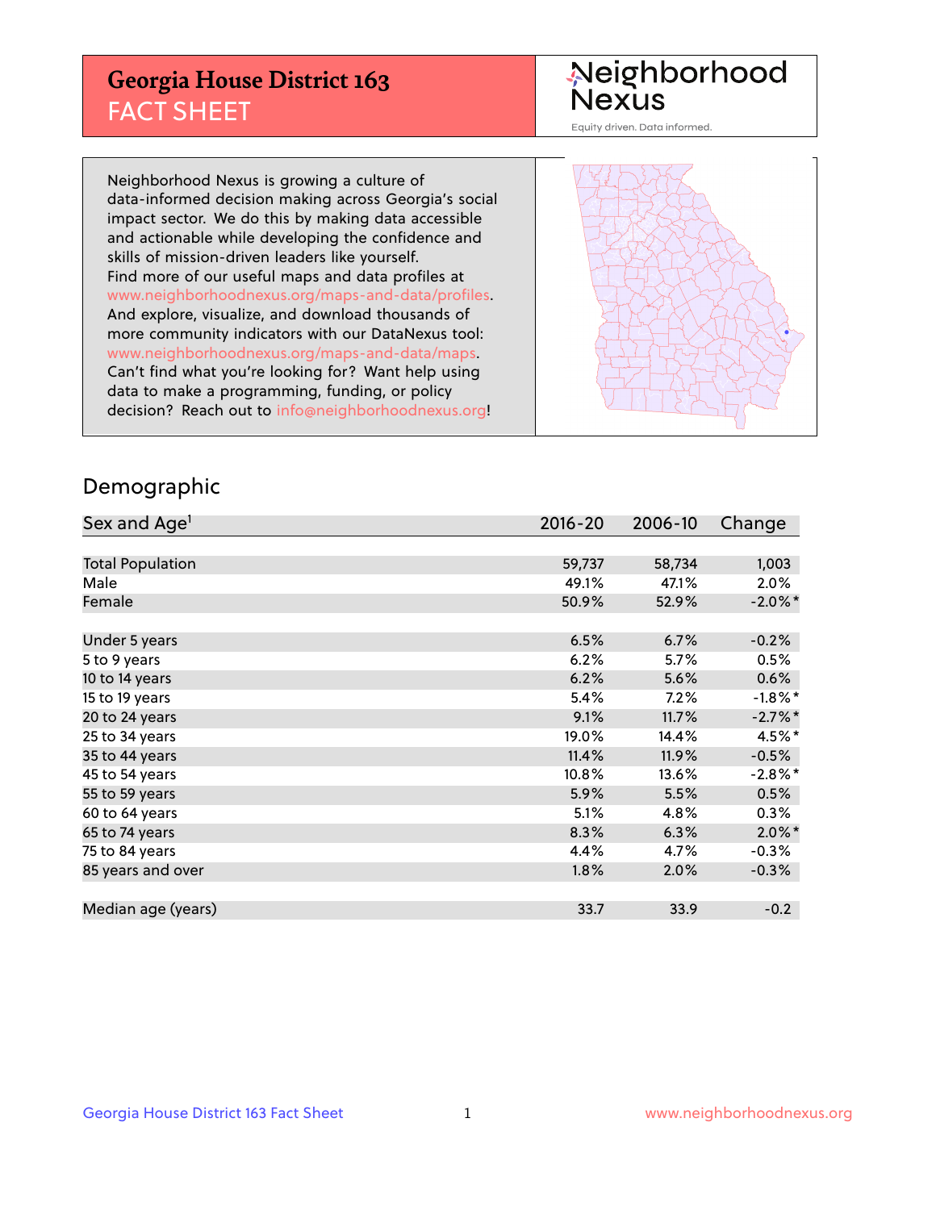# Georgia House District 163
## FACT SHEET

Neighborhood Nexus

Equity driven. Data informed.

Neighborhood Nexus is growing a culture of data-informed decision making across Georgia's social impact sector. We do this by making data accessible and actionable while developing the confidence and skills of mission-driven leaders like yourself. Find more of our useful maps and data profiles at www.neighborhoodnexus.org/maps-and-data/profiles. And explore, visualize, and download thousands of more community indicators with our DataNexus tool: www.neighborhoodnexus.org/maps-and-data/maps. Can't find what you're looking for? Want help using data to make a programming, funding, or policy decision? Reach out to info@neighborhoodnexus.org!

## Demographic

| Sex and Age[1] | 2016-20 | 2006-10 | Change |
|---|---|---|---|
| Total Population | 59,737 | 58,734 | 1,003 |
| Male | 49.1% | 47.1% | 2.0% |
| Female | 50.9% | 52.9% | -2.0%* |
| | | | |
| Under 5 years | 6.5% | 6.7% | -0.2% |
| 5 to 9 years | 6.2% | 5.7% | 0.5% |
| 10 to 14 years | 6.2% | 5.6% | 0.6% |
| 15 to 19 years | 5.4% | 7.2% | -1.8%* |
| 20 to 24 years | 9.1% | 11.7% | -2.7%* |
| 25 to 34 years | 19.0% | 14.4% | 4.5%* |
| 35 to 44 years | 11.4% | 11.9% | -0.5% |
| 45 to 54 years | 10.8% | 13.6% | -2.8%* |
| 55 to 59 years | 5.9% | 5.5% | 0.5% |
| 60 to 64 years | 5.1% | 4.8% | 0.3% |
| 65 to 74 years | 8.3% | 6.3% | 2.0%* |
| 75 to 84 years | 4.4% | 4.7% | -0.3% |
| 85 years and over | 1.8% | 2.0% | -0.3% |
| | | | |
| Median age (years) | 33.7 | 33.9 | -0.2 |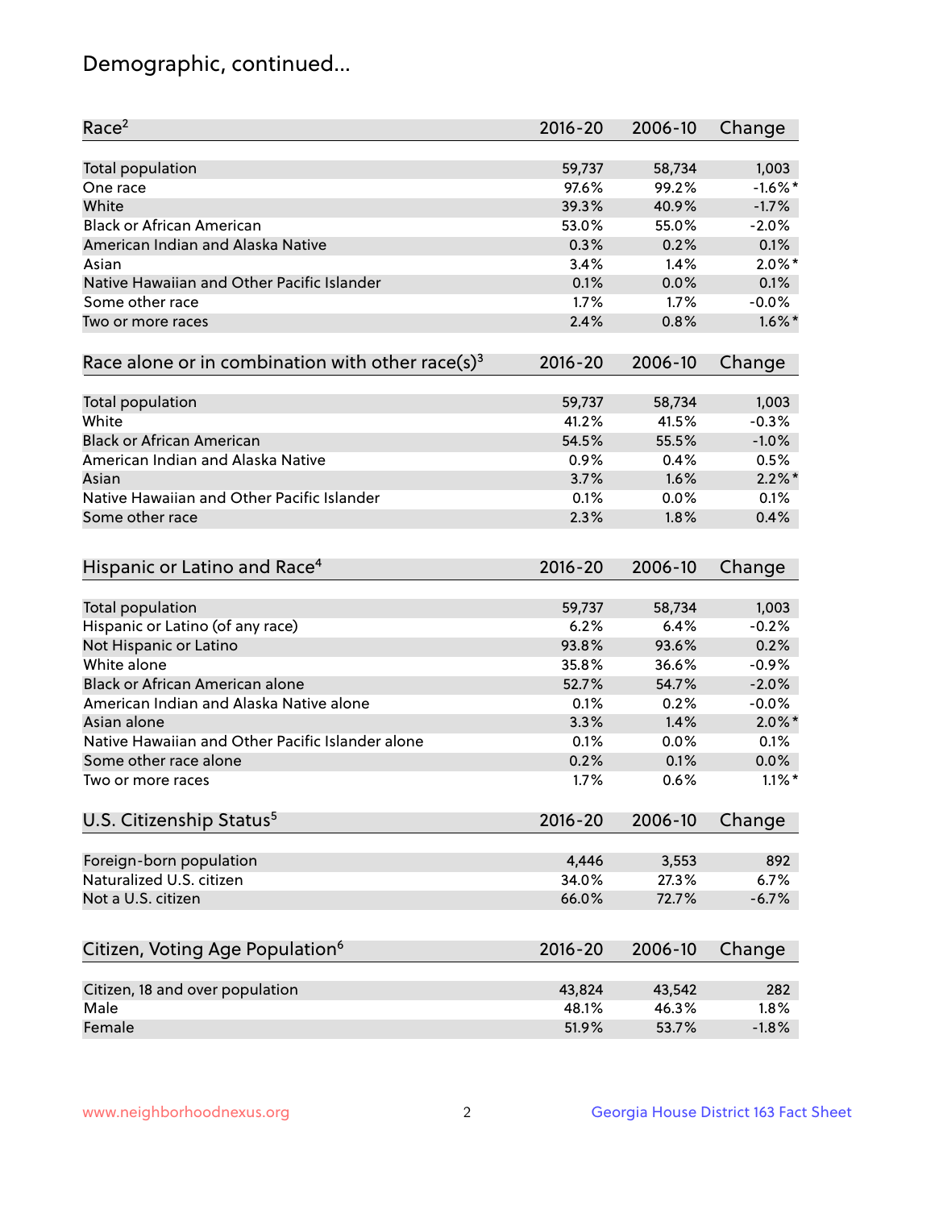# Demographic, continued...

| Race[2] | 2016-20 | 2006-10 | Change |
|---|---|---|---|
| Total population | 59,737 | 58,734 | 1,003 |
| One race | 97.6% | 99.2% | -1.6%* |
| White | 39.3% | 40.9% | -1.7% |
| Black or African American | 53.0% | 55.0% | -2.0% |
| American Indian and Alaska Native | 0.3% | 0.2% | 0.1% |
| Asian | 3.4% | 1.4% | 2.0%* |
| Native Hawaiian and Other Pacific Islander | 0.1% | 0.0% | 0.1% |
| Some other race | 1.7% | 1.7% | -0.0% |
| Two or more races | 2.4% | 0.8% | 1.6%* |

| Race alone or in combination with other race(s)[3] | 2016-20 | 2006-10 | Change |
|---|---|---|---|
| Total population | 59,737 | 58,734 | 1,003 |
| White | 41.2% | 41.5% | -0.3% |
| Black or African American | 54.5% | 55.5% | -1.0% |
| American Indian and Alaska Native | 0.9% | 0.4% | 0.5% |
| Asian | 3.7% | 1.6% | 2.2%* |
| Native Hawaiian and Other Pacific Islander | 0.1% | 0.0% | 0.1% |
| Some other race | 2.3% | 1.8% | 0.4% |

| Hispanic or Latino and Race[4] | 2016-20 | 2006-10 | Change |
|---|---|---|---|
| Total population | 59,737 | 58,734 | 1,003 |
| Hispanic or Latino (of any race) | 6.2% | 6.4% | -0.2% |
| Not Hispanic or Latino | 93.8% | 93.6% | 0.2% |
| White alone | 35.8% | 36.6% | -0.9% |
| Black or African American alone | 52.7% | 54.7% | -2.0% |
| American Indian and Alaska Native alone | 0.1% | 0.2% | -0.0% |
| Asian alone | 3.3% | 1.4% | 2.0%* |
| Native Hawaiian and Other Pacific Islander alone | 0.1% | 0.0% | 0.1% |
| Some other race alone | 0.2% | 0.1% | 0.0% |
| Two or more races | 1.7% | 0.6% | 1.1%* |

| U.S. Citizenship Status[5] | 2016-20 | 2006-10 | Change |
|---|---|---|---|
| Foreign-born population | 4,446 | 3,553 | 892 |
| Naturalized U.S. citizen | 34.0% | 27.3% | 6.7% |
| Not a U.S. citizen | 66.0% | 72.7% | -6.7% |

| Citizen, Voting Age Population[6] | 2016-20 | 2006-10 | Change |
|---|---|---|---|
| Citizen, 18 and over population | 43,824 | 43,542 | 282 |
| Male | 48.1% | 46.3% | 1.8% |
| Female | 51.9% | 53.7% | -1.8% |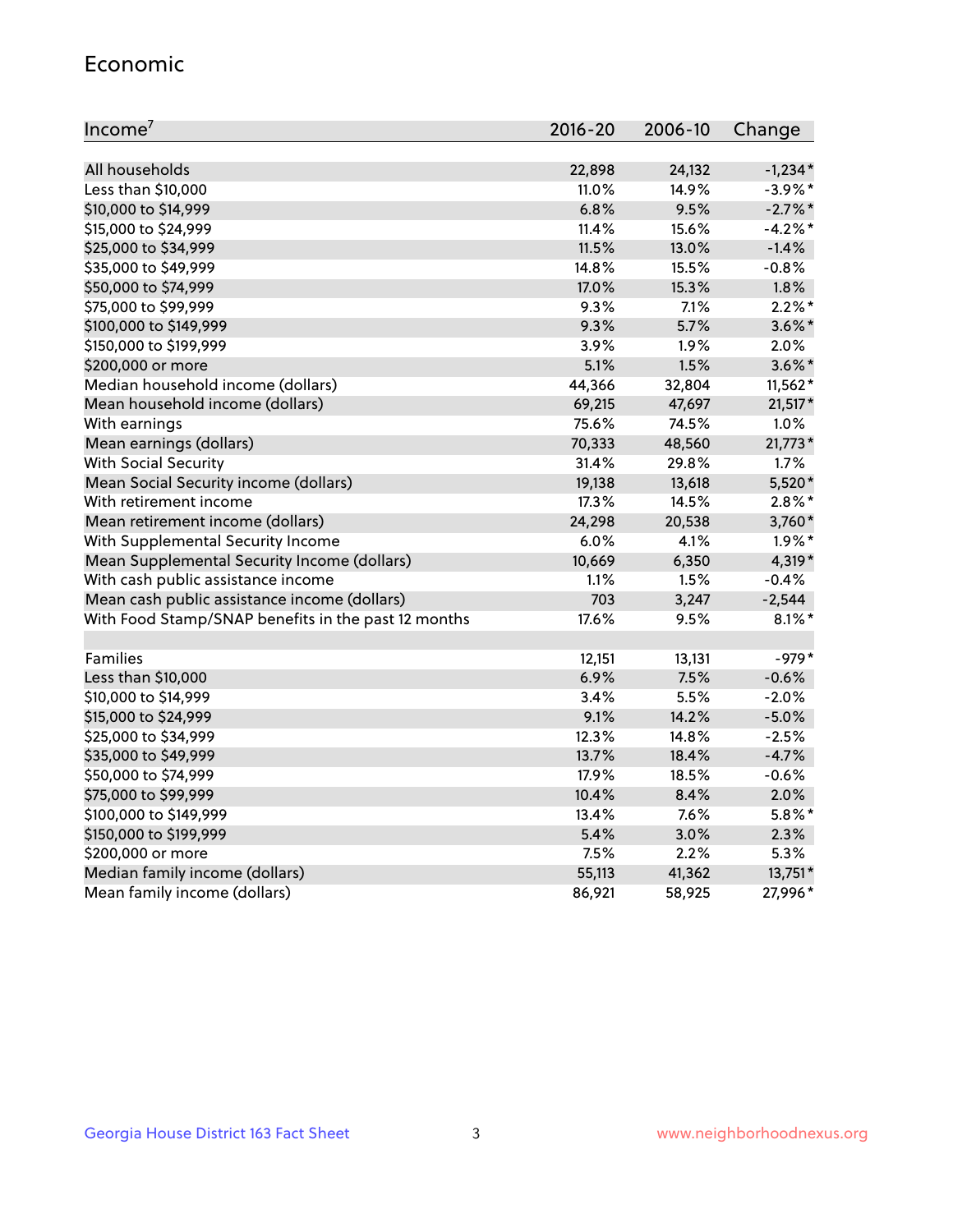## Economic

| Income[7] | 2016-20 | 2006-10 | Change |
|---|---|---|---|
| All households | 22,898 | 24,132 | -1,234* |
| Less than $10,000 | 11.0% | 14.9% | -3.9%* |
| $10,000 to $14,999 | 6.8% | 9.5% | -2.7%* |
| $15,000 to $24,999 | 11.4% | 15.6% | -4.2%* |
| $25,000 to $34,999 | 11.5% | 13.0% | -1.4% |
| $35,000 to $49,999 | 14.8% | 15.5% | -0.8% |
| $50,000 to $74,999 | 17.0% | 15.3% | 1.8% |
| $75,000 to $99,999 | 9.3% | 7.1% | 2.2%* |
| $100,000 to $149,999 | 9.3% | 5.7% | 3.6%* |
| $150,000 to $199,999 | 3.9% | 1.9% | 2.0% |
| $200,000 or more | 5.1% | 1.5% | 3.6%* |
| Median household income (dollars) | 44,366 | 32,804 | 11,562* |
| Mean household income (dollars) | 69,215 | 47,697 | 21,517* |
| With earnings | 75.6% | 74.5% | 1.0% |
| Mean earnings (dollars) | 70,333 | 48,560 | 21,773* |
| With Social Security | 31.4% | 29.8% | 1.7% |
| Mean Social Security income (dollars) | 19,138 | 13,618 | 5,520* |
| With retirement income | 17.3% | 14.5% | 2.8%* |
| Mean retirement income (dollars) | 24,298 | 20,538 | 3,760* |
| With Supplemental Security Income | 6.0% | 4.1% | 1.9%* |
| Mean Supplemental Security Income (dollars) | 10,669 | 6,350 | 4,319* |
| With cash public assistance income | 1.1% | 1.5% | -0.4% |
| Mean cash public assistance income (dollars) | 703 | 3,247 | -2,544 |
| With Food Stamp/SNAP benefits in the past 12 months | 17.6% | 9.5% | 8.1%* |
| | | | |
| Families | 12,151 | 13,131 | -979* |
| Less than $10,000 | 6.9% | 7.5% | -0.6% |
| $10,000 to $14,999 | 3.4% | 5.5% | -2.0% |
| $15,000 to $24,999 | 9.1% | 14.2% | -5.0% |
| $25,000 to $34,999 | 12.3% | 14.8% | -2.5% |
| $35,000 to $49,999 | 13.7% | 18.4% | -4.7% |
| $50,000 to $74,999 | 17.9% | 18.5% | -0.6% |
| $75,000 to $99,999 | 10.4% | 8.4% | 2.0% |
| $100,000 to $149,999 | 13.4% | 7.6% | 5.8%* |
| $150,000 to $199,999 | 5.4% | 3.0% | 2.3% |
| $200,000 or more | 7.5% | 2.2% | 5.3% |
| Median family income (dollars) | 55,113 | 41,362 | 13,751* |
| Mean family income (dollars) | 86,921 | 58,925 | 27,996* |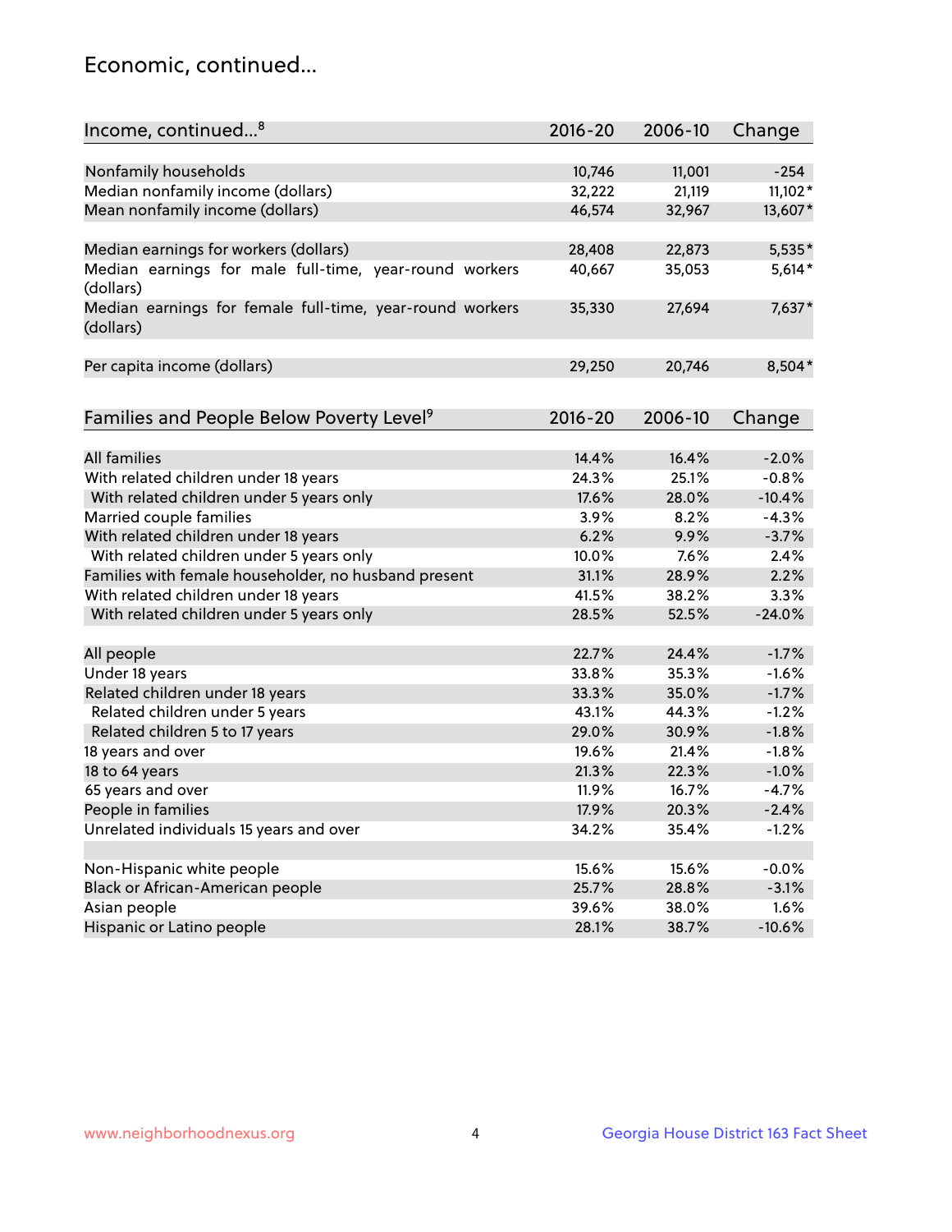## Economic, continued...

| Income, continued...[8] | 2016-20 | 2006-10 | Change |
|---|---|---|---|
| Nonfamily households | 10,746 | 11,001 | -254 |
| Median nonfamily income (dollars) | 32,222 | 21,119 | 11,102* |
| Mean nonfamily income (dollars) | 46,574 | 32,967 | 13,607* |
| Median earnings for workers (dollars) | 28,408 | 22,873 | 5,535* |
| Median earnings for male full-time, year-round workers (dollars) | 40,667 | 35,053 | 5,614* |
| Median earnings for female full-time, year-round workers (dollars) | 35,330 | 27,694 | 7,637* |
| Per capita income (dollars) | 29,250 | 20,746 | 8,504* |

| Families and People Below Poverty Level[9] | 2016-20 | 2006-10 | Change |
|---|---|---|---|
| All families | 14.4% | 16.4% | -2.0% |
| With related children under 18 years | 24.3% | 25.1% | -0.8% |
| With related children under 5 years only | 17.6% | 28.0% | -10.4% |
| Married couple families | 3.9% | 8.2% | -4.3% |
| With related children under 18 years | 6.2% | 9.9% | -3.7% |
| With related children under 5 years only | 10.0% | 7.6% | 2.4% |
| Families with female householder, no husband present | 31.1% | 28.9% | 2.2% |
| With related children under 18 years | 41.5% | 38.2% | 3.3% |
| With related children under 5 years only | 28.5% | 52.5% | -24.0% |
| All people | 22.7% | 24.4% | -1.7% |
| Under 18 years | 33.8% | 35.3% | -1.6% |
| Related children under 18 years | 33.3% | 35.0% | -1.7% |
| Related children under 5 years | 43.1% | 44.3% | -1.2% |
| Related children 5 to 17 years | 29.0% | 30.9% | -1.8% |
| 18 years and over | 19.6% | 21.4% | -1.8% |
| 18 to 64 years | 21.3% | 22.3% | -1.0% |
| 65 years and over | 11.9% | 16.7% | -4.7% |
| People in families | 17.9% | 20.3% | -2.4% |
| Unrelated individuals 15 years and over | 34.2% | 35.4% | -1.2% |
| Non-Hispanic white people | 15.6% | 15.6% | -0.0% |
| Black or African-American people | 25.7% | 28.8% | -3.1% |
| Asian people | 39.6% | 38.0% | 1.6% |
| Hispanic or Latino people | 28.1% | 38.7% | -10.6% |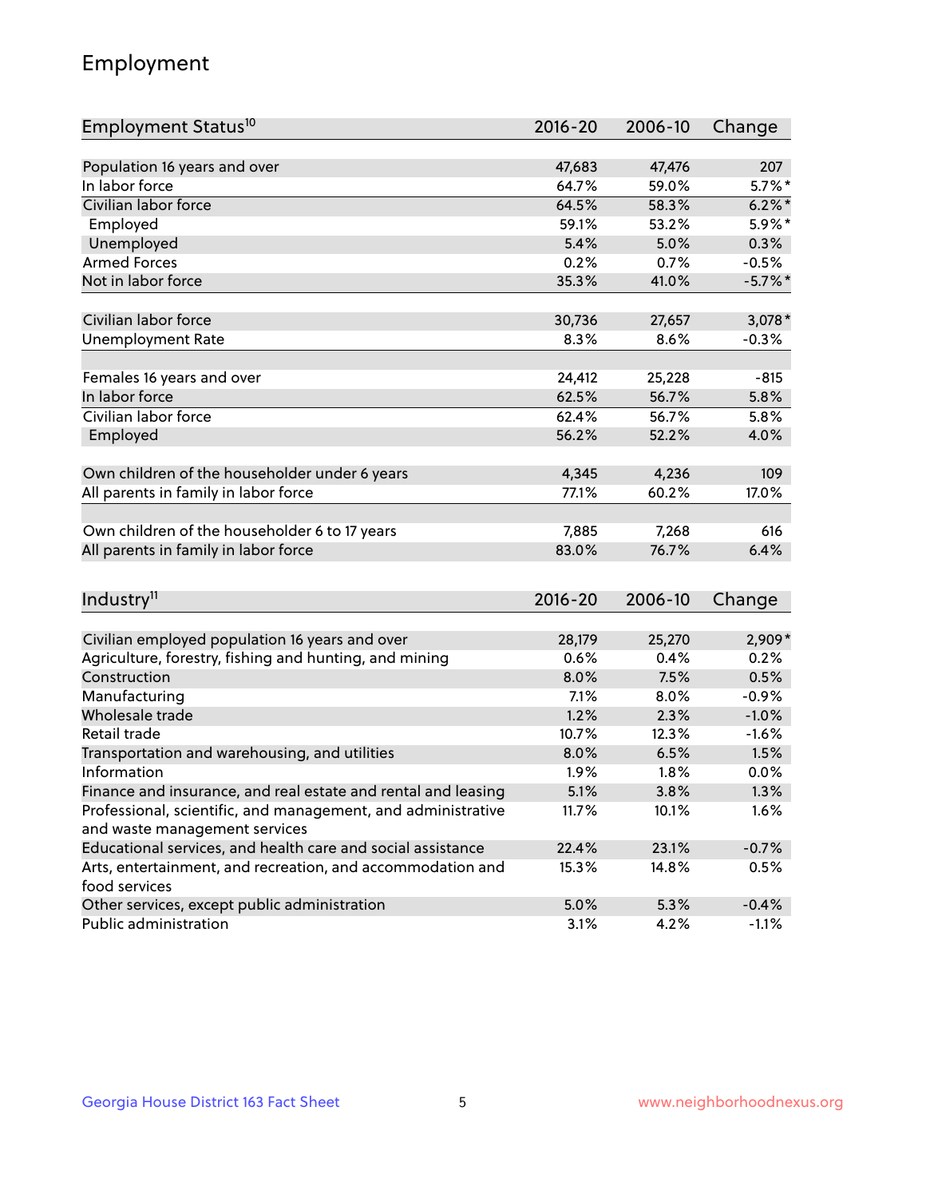# Employment

| Employment Status[10] | 2016-20 | 2006-10 | Change |
|---|---|---|---|
| Population 16 years and over | 47,683 | 47,476 | 207 |
| In labor force | 64.7% | 59.0% | 5.7%* |
| Civilian labor force | 64.5% | 58.3% | 6.2%* |
| Employed | 59.1% | 53.2% | 5.9%* |
| Unemployed | 5.4% | 5.0% | 0.3% |
| Armed Forces | 0.2% | 0.7% | -0.5% |
| Not in labor force | 35.3% | 41.0% | -5.7%* |
| | | | |
| Civilian labor force | 30,736 | 27,657 | 3,078* |
| Unemployment Rate | 8.3% | 8.6% | -0.3% |
| | | | |
| Females 16 years and over | 24,412 | 25,228 | -815 |
| In labor force | 62.5% | 56.7% | 5.8% |
| Civilian labor force | 62.4% | 56.7% | 5.8% |
| Employed | 56.2% | 52.2% | 4.0% |
| | | | |
| Own children of the householder under 6 years | 4,345 | 4,236 | 109 |
| All parents in family in labor force | 77.1% | 60.2% | 17.0% |
| | | | |
| Own children of the householder 6 to 17 years | 7,885 | 7,268 | 616 |
| All parents in family in labor force | 83.0% | 76.7% | 6.4% |

| Industry[11] | 2016-20 | 2006-10 | Change |
|---|---|---|---|
| Civilian employed population 16 years and over | 28,179 | 25,270 | 2,909* |
| Agriculture, forestry, fishing and hunting, and mining | 0.6% | 0.4% | 0.2% |
| Construction | 8.0% | 7.5% | 0.5% |
| Manufacturing | 7.1% | 8.0% | -0.9% |
| Wholesale trade | 1.2% | 2.3% | -1.0% |
| Retail trade | 10.7% | 12.3% | -1.6% |
| Transportation and warehousing, and utilities | 8.0% | 6.5% | 1.5% |
| Information | 1.9% | 1.8% | 0.0% |
| Finance and insurance, and real estate and rental and leasing | 5.1% | 3.8% | 1.3% |
| Professional, scientific, and management, and administrative and waste management services | 11.7% | 10.1% | 1.6% |
| Educational services, and health care and social assistance | 22.4% | 23.1% | -0.7% |
| Arts, entertainment, and recreation, and accommodation and food services | 15.3% | 14.8% | 0.5% |
| Other services, except public administration | 5.0% | 5.3% | -0.4% |
| Public administration | 3.1% | 4.2% | -1.1% |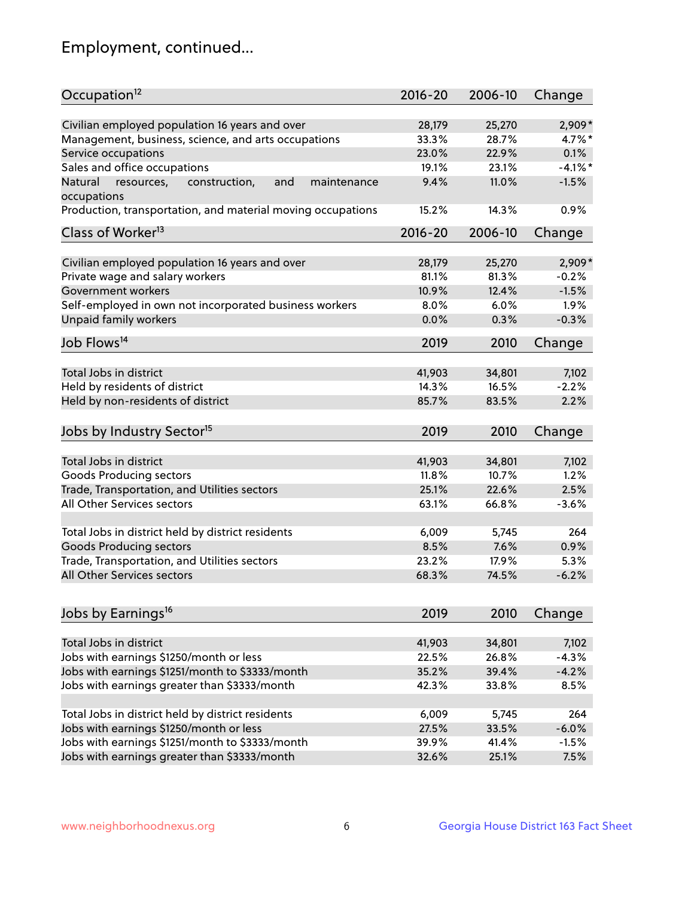# Employment, continued...

| Occupation[12] | 2016-20 | 2006-10 | Change |
|---|---|---|---|
| Civilian employed population 16 years and over | 28,179 | 25,270 | 2,909* |
| Management, business, science, and arts occupations | 33.3% | 28.7% | 4.7%* |
| Service occupations | 23.0% | 22.9% | 0.1% |
| Sales and office occupations | 19.1% | 23.1% | -4.1%* |
| Natural resources, construction, and maintenance occupations | 9.4% | 11.0% | -1.5% |
| Production, transportation, and material moving occupations | 15.2% | 14.3% | 0.9% |

| Class of Worker[13] | 2016-20 | 2006-10 | Change |
|---|---|---|---|
| Civilian employed population 16 years and over | 28,179 | 25,270 | 2,909* |
| Private wage and salary workers | 81.1% | 81.3% | -0.2% |
| Government workers | 10.9% | 12.4% | -1.5% |
| Self-employed in own not incorporated business workers | 8.0% | 6.0% | 1.9% |
| Unpaid family workers | 0.0% | 0.3% | -0.3% |

| Job Flows[14] | 2019 | 2010 | Change |
|---|---|---|---|
| Total Jobs in district | 41,903 | 34,801 | 7,102 |
| Held by residents of district | 14.3% | 16.5% | -2.2% |
| Held by non-residents of district | 85.7% | 83.5% | 2.2% |

| Jobs by Industry Sector[15] | 2019 | 2010 | Change |
|---|---|---|---|
| Total Jobs in district | 41,903 | 34,801 | 7,102 |
| Goods Producing sectors | 11.8% | 10.7% | 1.2% |
| Trade, Transportation, and Utilities sectors | 25.1% | 22.6% | 2.5% |
| All Other Services sectors | 63.1% | 66.8% | -3.6% |
| | | | |
| Total Jobs in district held by district residents | 6,009 | 5,745 | 264 |
| Goods Producing sectors | 8.5% | 7.6% | 0.9% |
| Trade, Transportation, and Utilities sectors | 23.2% | 17.9% | 5.3% |
| All Other Services sectors | 68.3% | 74.5% | -6.2% |

| Jobs by Earnings[16] | 2019 | 2010 | Change |
|---|---|---|---|
| Total Jobs in district | 41,903 | 34,801 | 7,102 |
| Jobs with earnings $1250/month or less | 22.5% | 26.8% | -4.3% |
| Jobs with earnings $1251/month to $3333/month | 35.2% | 39.4% | -4.2% |
| Jobs with earnings greater than $3333/month | 42.3% | 33.8% | 8.5% |
| | | | |
| Total Jobs in district held by district residents | 6,009 | 5,745 | 264 |
| Jobs with earnings $1250/month or less | 27.5% | 33.5% | -6.0% |
| Jobs with earnings $1251/month to $3333/month | 39.9% | 41.4% | -1.5% |
| Jobs with earnings greater than $3333/month | 32.6% | 25.1% | 7.5% |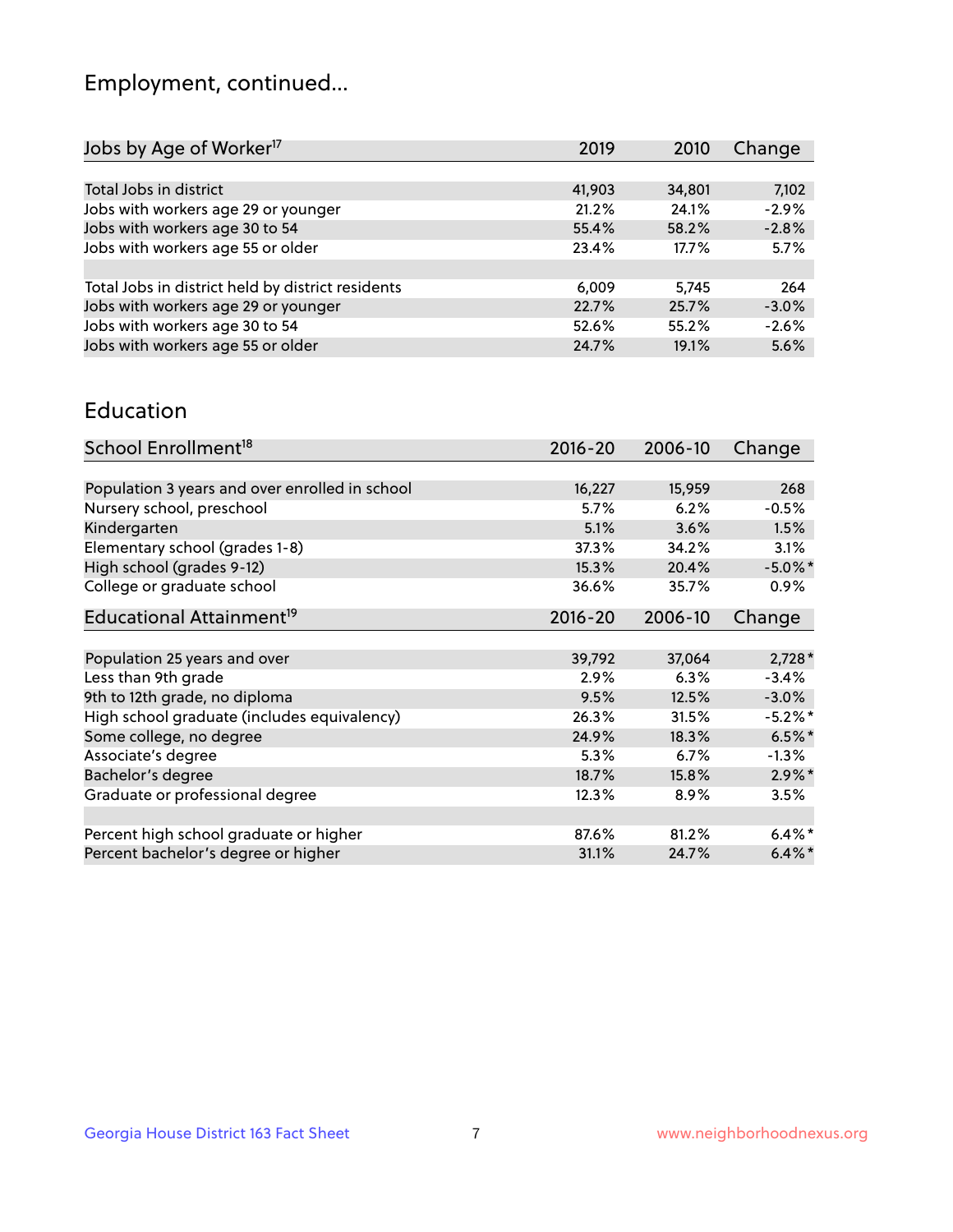## Employment, continued...

| Jobs by Age of Worker[17] | 2019 | 2010 | Change |
|---|---|---|---|
| Total Jobs in district | 41,903 | 34,801 | 7,102 |
| Jobs with workers age 29 or younger | 21.2% | 24.1% | -2.9% |
| Jobs with workers age 30 to 54 | 55.4% | 58.2% | -2.8% |
| Jobs with workers age 55 or older | 23.4% | 17.7% | 5.7% |
| | | | |
| Total Jobs in district held by district residents | 6,009 | 5,745 | 264 |
| Jobs with workers age 29 or younger | 22.7% | 25.7% | -3.0% |
| Jobs with workers age 30 to 54 | 52.6% | 55.2% | -2.6% |
| Jobs with workers age 55 or older | 24.7% | 19.1% | 5.6% |

## Education

| School Enrollment[18] | 2016-20 | 2006-10 | Change |
|---|---|---|---|
| Population 3 years and over enrolled in school | 16,227 | 15,959 | 268 |
| Nursery school, preschool | 5.7% | 6.2% | -0.5% |
| Kindergarten | 5.1% | 3.6% | 1.5% |
| Elementary school (grades 1-8) | 37.3% | 34.2% | 3.1% |
| High school (grades 9-12) | 15.3% | 20.4% | -5.0%* |
| College or graduate school | 36.6% | 35.7% | 0.9% |

| Educational Attainment[19] | 2016-20 | 2006-10 | Change |
|---|---|---|---|
| Population 25 years and over | 39,792 | 37,064 | 2,728* |
| Less than 9th grade | 2.9% | 6.3% | -3.4% |
| 9th to 12th grade, no diploma | 9.5% | 12.5% | -3.0% |
| High school graduate (includes equivalency) | 26.3% | 31.5% | -5.2%* |
| Some college, no degree | 24.9% | 18.3% | 6.5%* |
| Associate's degree | 5.3% | 6.7% | -1.3% |
| Bachelor's degree | 18.7% | 15.8% | 2.9%* |
| Graduate or professional degree | 12.3% | 8.9% | 3.5% |
| | | | |
| Percent high school graduate or higher | 87.6% | 81.2% | 6.4%* |
| Percent bachelor's degree or higher | 31.1% | 24.7% | 6.4%* |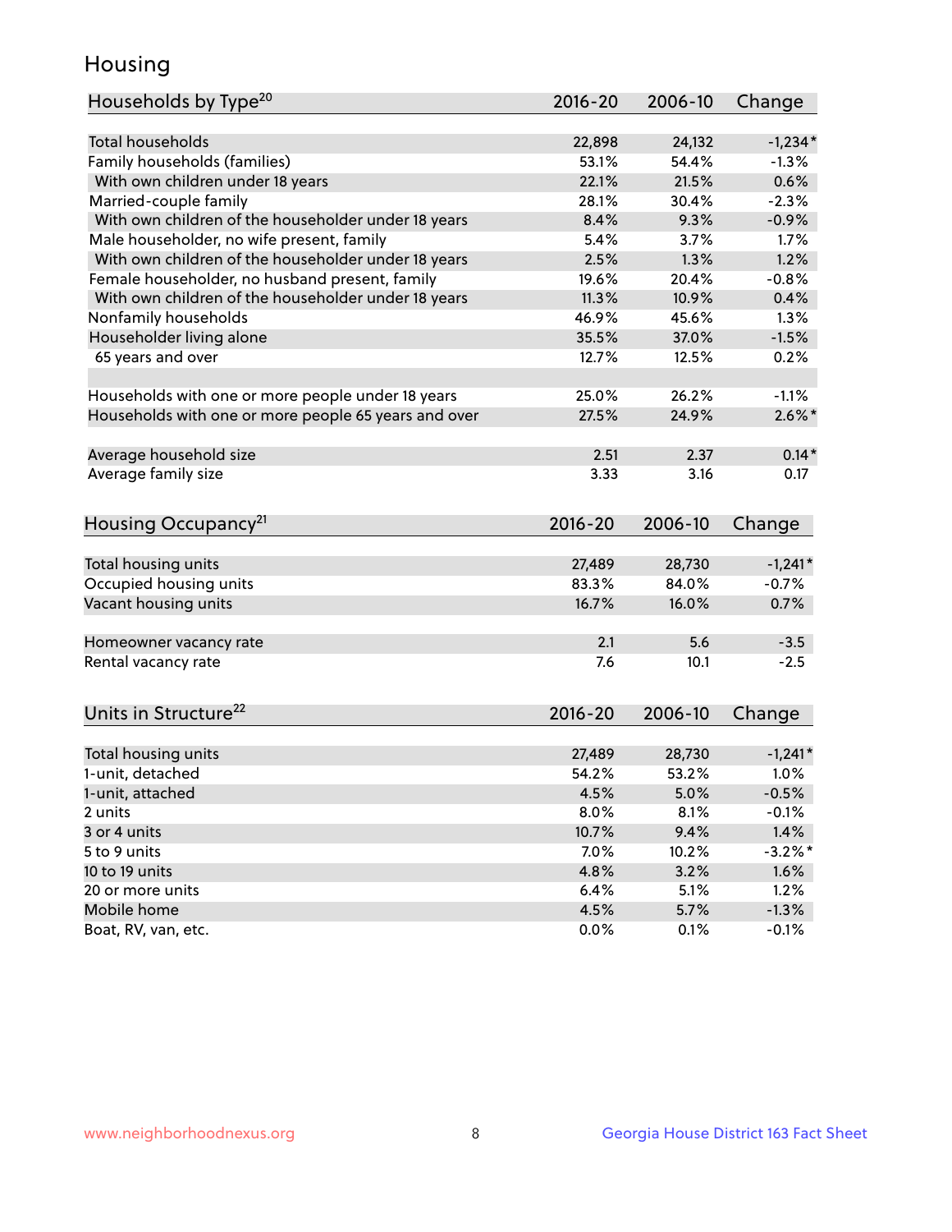# Housing

| Households by Type[20] | 2016-20 | 2006-10 | Change |
|---|---|---|---|
| Total households | 22,898 | 24,132 | -1,234* |
| Family households (families) | 53.1% | 54.4% | -1.3% |
| With own children under 18 years | 22.1% | 21.5% | 0.6% |
| Married-couple family | 28.1% | 30.4% | -2.3% |
| With own children of the householder under 18 years | 8.4% | 9.3% | -0.9% |
| Male householder, no wife present, family | 5.4% | 3.7% | 1.7% |
| With own children of the householder under 18 years | 2.5% | 1.3% | 1.2% |
| Female householder, no husband present, family | 19.6% | 20.4% | -0.8% |
| With own children of the householder under 18 years | 11.3% | 10.9% | 0.4% |
| Nonfamily households | 46.9% | 45.6% | 1.3% |
| Householder living alone | 35.5% | 37.0% | -1.5% |
| 65 years and over | 12.7% | 12.5% | 0.2% |
| | | | |
| Households with one or more people under 18 years | 25.0% | 26.2% | -1.1% |
| Households with one or more people 65 years and over | 27.5% | 24.9% | 2.6%* |
| | | | |
| Average household size | 2.51 | 2.37 | 0.14* |
| Average family size | 3.33 | 3.16 | 0.17 |

| Housing Occupancy[21] | 2016-20 | 2006-10 | Change |
|---|---|---|---|
| Total housing units | 27,489 | 28,730 | -1,241* |
| Occupied housing units | 83.3% | 84.0% | -0.7% |
| Vacant housing units | 16.7% | 16.0% | 0.7% |
| | | | |
| Homeowner vacancy rate | 2.1 | 5.6 | -3.5 |
| Rental vacancy rate | 7.6 | 10.1 | -2.5 |

| Units in Structure[22] | 2016-20 | 2006-10 | Change |
|---|---|---|---|
| Total housing units | 27,489 | 28,730 | -1,241* |
| 1-unit, detached | 54.2% | 53.2% | 1.0% |
| 1-unit, attached | 4.5% | 5.0% | -0.5% |
| 2 units | 8.0% | 8.1% | -0.1% |
| 3 or 4 units | 10.7% | 9.4% | 1.4% |
| 5 to 9 units | 7.0% | 10.2% | -3.2%* |
| 10 to 19 units | 4.8% | 3.2% | 1.6% |
| 20 or more units | 6.4% | 5.1% | 1.2% |
| Mobile home | 4.5% | 5.7% | -1.3% |
| Boat, RV, van, etc. | 0.0% | 0.1% | -0.1% |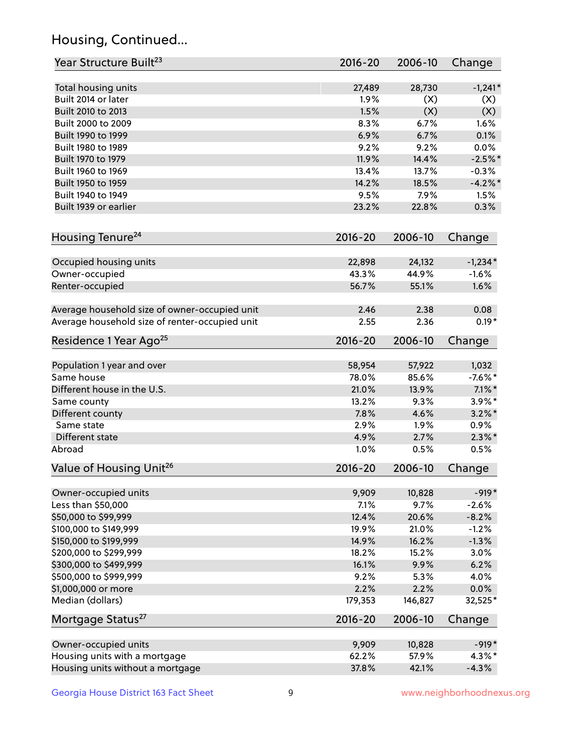## Housing, Continued...

| Year Structure Built[23] | 2016-20 | 2006-10 | Change |
|---|---|---|---|
| Total housing units | 27,489 | 28,730 | -1,241* |
| Built 2014 or later | 1.9% | (X) | (X) |
| Built 2010 to 2013 | 1.5% | (X) | (X) |
| Built 2000 to 2009 | 8.3% | 6.7% | 1.6% |
| Built 1990 to 1999 | 6.9% | 6.7% | 0.1% |
| Built 1980 to 1989 | 9.2% | 9.2% | 0.0% |
| Built 1970 to 1979 | 11.9% | 14.4% | -2.5%* |
| Built 1960 to 1969 | 13.4% | 13.7% | -0.3% |
| Built 1950 to 1959 | 14.2% | 18.5% | -4.2%* |
| Built 1940 to 1949 | 9.5% | 7.9% | 1.5% |
| Built 1939 or earlier | 23.2% | 22.8% | 0.3% |

| Housing Tenure[24] | 2016-20 | 2006-10 | Change |
|---|---|---|---|
| Occupied housing units | 22,898 | 24,132 | -1,234* |
| Owner-occupied | 43.3% | 44.9% | -1.6% |
| Renter-occupied | 56.7% | 55.1% | 1.6% |
| | | | |
| Average household size of owner-occupied unit | 2.46 | 2.38 | 0.08 |
| Average household size of renter-occupied unit | 2.55 | 2.36 | 0.19* |

| Residence 1 Year Ago[25] | 2016-20 | 2006-10 | Change |
|---|---|---|---|
| Population 1 year and over | 58,954 | 57,922 | 1,032 |
| Same house | 78.0% | 85.6% | -7.6%* |
| Different house in the U.S. | 21.0% | 13.9% | 7.1%* |
| Same county | 13.2% | 9.3% | 3.9%* |
| Different county | 7.8% | 4.6% | 3.2%* |
| Same state | 2.9% | 1.9% | 0.9% |
| Different state | 4.9% | 2.7% | 2.3%* |
| Abroad | 1.0% | 0.5% | 0.5% |

| Value of Housing Unit[26] | 2016-20 | 2006-10 | Change |
|---|---|---|---|
| Owner-occupied units | 9,909 | 10,828 | -919* |
| Less than $50,000 | 7.1% | 9.7% | -2.6% |
| $50,000 to $99,999 | 12.4% | 20.6% | -8.2% |
| $100,000 to $149,999 | 19.9% | 21.0% | -1.2% |
| $150,000 to $199,999 | 14.9% | 16.2% | -1.3% |
| $200,000 to $299,999 | 18.2% | 15.2% | 3.0% |
| $300,000 to $499,999 | 16.1% | 9.9% | 6.2% |
| $500,000 to $999,999 | 9.2% | 5.3% | 4.0% |
| $1,000,000 or more | 2.2% | 2.2% | 0.0% |
| Median (dollars) | 179,353 | 146,827 | 32,525* |

| Mortgage Status[27] | 2016-20 | 2006-10 | Change |
|---|---|---|---|
| Owner-occupied units | 9,909 | 10,828 | -919* |
| Housing units with a mortgage | 62.2% | 57.9% | 4.3%* |
| Housing units without a mortgage | 37.8% | 42.1% | -4.3% |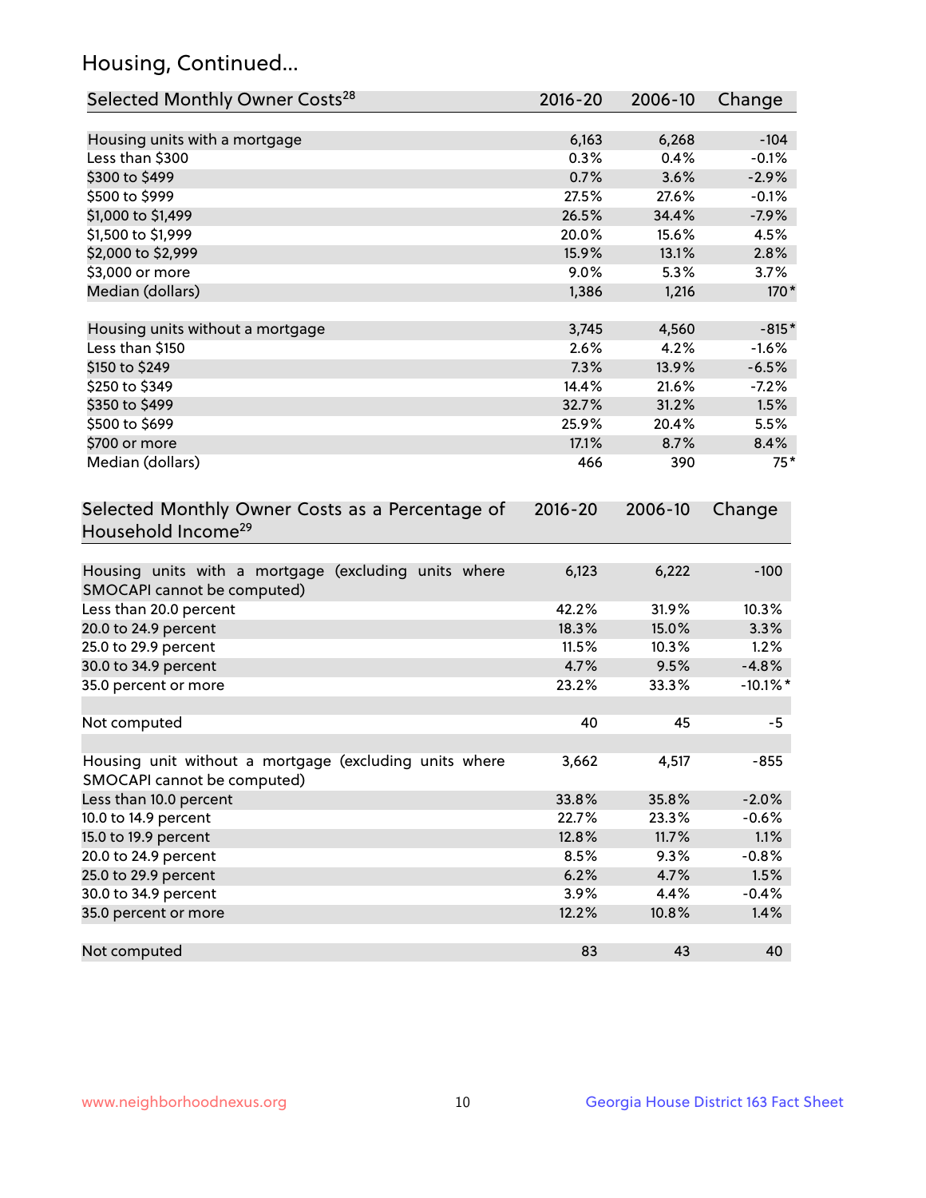## Housing, Continued...

| Selected Monthly Owner Costs[28] | 2016-20 | 2006-10 | Change |
|---|---|---|---|
| Housing units with a mortgage | 6,163 | 6,268 | -104 |
| Less than $300 | 0.3% | 0.4% | -0.1% |
| $300 to $499 | 0.7% | 3.6% | -2.9% |
| $500 to $999 | 27.5% | 27.6% | -0.1% |
| $1,000 to $1,499 | 26.5% | 34.4% | -7.9% |
| $1,500 to $1,999 | 20.0% | 15.6% | 4.5% |
| $2,000 to $2,999 | 15.9% | 13.1% | 2.8% |
| $3,000 or more | 9.0% | 5.3% | 3.7% |
| Median (dollars) | 1,386 | 1,216 | 170* |
| | | | |
| Housing units without a mortgage | 3,745 | 4,560 | -815* |
| Less than $150 | 2.6% | 4.2% | -1.6% |
| $150 to $249 | 7.3% | 13.9% | -6.5% |
| $250 to $349 | 14.4% | 21.6% | -7.2% |
| $350 to $499 | 32.7% | 31.2% | 1.5% |
| $500 to $699 | 25.9% | 20.4% | 5.5% |
| $700 or more | 17.1% | 8.7% | 8.4% |
| Median (dollars) | 466 | 390 | 75* |

| Selected Monthly Owner Costs as a Percentage of Household Income[29] | 2016-20 | 2006-10 | Change |
|---|---|---|---|
| Housing units with a mortgage (excluding units where SMOCAPI cannot be computed) | 6,123 | 6,222 | -100 |
| Less than 20.0 percent | 42.2% | 31.9% | 10.3% |
| 20.0 to 24.9 percent | 18.3% | 15.0% | 3.3% |
| 25.0 to 29.9 percent | 11.5% | 10.3% | 1.2% |
| 30.0 to 34.9 percent | 4.7% | 9.5% | -4.8% |
| 35.0 percent or more | 23.2% | 33.3% | -10.1%* |
| | | | |
| Not computed | 40 | 45 | -5 |
| | | | |
| Housing unit without a mortgage (excluding units where SMOCAPI cannot be computed) | 3,662 | 4,517 | -855 |
| Less than 10.0 percent | 33.8% | 35.8% | -2.0% |
| 10.0 to 14.9 percent | 22.7% | 23.3% | -0.6% |
| 15.0 to 19.9 percent | 12.8% | 11.7% | 1.1% |
| 20.0 to 24.9 percent | 8.5% | 9.3% | -0.8% |
| 25.0 to 29.9 percent | 6.2% | 4.7% | 1.5% |
| 30.0 to 34.9 percent | 3.9% | 4.4% | -0.4% |
| 35.0 percent or more | 12.2% | 10.8% | 1.4% |
| | | | |
| Not computed | 83 | 43 | 40 |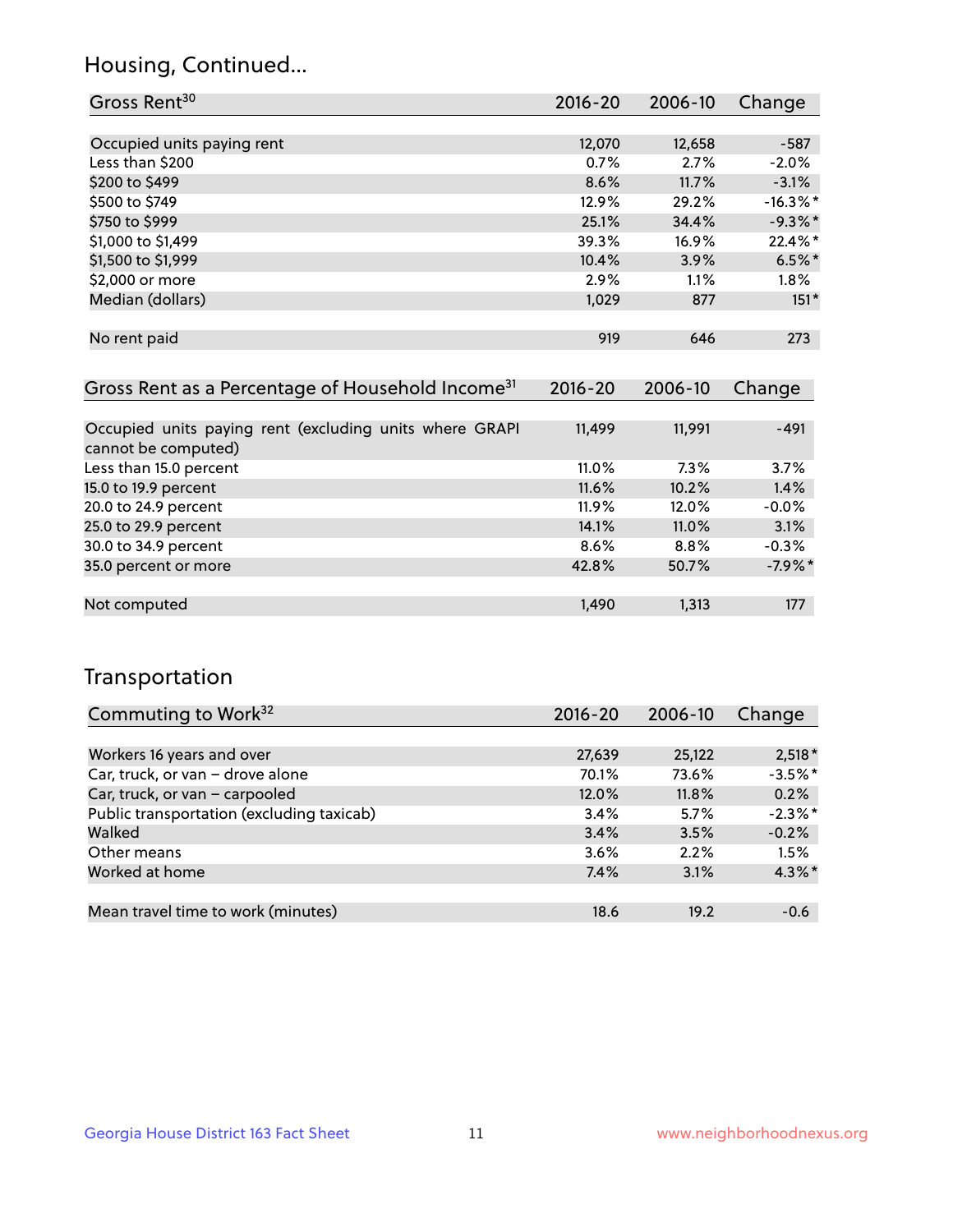## Housing, Continued...

| Gross Rent[30] | 2016-20 | 2006-10 | Change |
|---|---|---|---|
| Occupied units paying rent | 12,070 | 12,658 | -587 |
| Less than $200 | 0.7% | 2.7% | -2.0% |
| $200 to $499 | 8.6% | 11.7% | -3.1% |
| $500 to $749 | 12.9% | 29.2% | -16.3%* |
| $750 to $999 | 25.1% | 34.4% | -9.3%* |
| $1,000 to $1,499 | 39.3% | 16.9% | 22.4%* |
| $1,500 to $1,999 | 10.4% | 3.9% | 6.5%* |
| $2,000 or more | 2.9% | 1.1% | 1.8% |
| Median (dollars) | 1,029 | 877 | 151* |
| No rent paid | 919 | 646 | 273 |

| Gross Rent as a Percentage of Household Income[31] | 2016-20 | 2006-10 | Change |
|---|---|---|---|
| Occupied units paying rent (excluding units where GRAPI cannot be computed) | 11,499 | 11,991 | -491 |
| Less than 15.0 percent | 11.0% | 7.3% | 3.7% |
| 15.0 to 19.9 percent | 11.6% | 10.2% | 1.4% |
| 20.0 to 24.9 percent | 11.9% | 12.0% | -0.0% |
| 25.0 to 29.9 percent | 14.1% | 11.0% | 3.1% |
| 30.0 to 34.9 percent | 8.6% | 8.8% | -0.3% |
| 35.0 percent or more | 42.8% | 50.7% | -7.9%* |
| Not computed | 1,490 | 1,313 | 177 |

## Transportation

| Commuting to Work[32] | 2016-20 | 2006-10 | Change |
|---|---|---|---|
| Workers 16 years and over | 27,639 | 25,122 | 2,518* |
| Car, truck, or van – drove alone | 70.1% | 73.6% | -3.5%* |
| Car, truck, or van – carpooled | 12.0% | 11.8% | 0.2% |
| Public transportation (excluding taxicab) | 3.4% | 5.7% | -2.3%* |
| Walked | 3.4% | 3.5% | -0.2% |
| Other means | 3.6% | 2.2% | 1.5% |
| Worked at home | 7.4% | 3.1% | 4.3%* |
| Mean travel time to work (minutes) | 18.6 | 19.2 | -0.6 |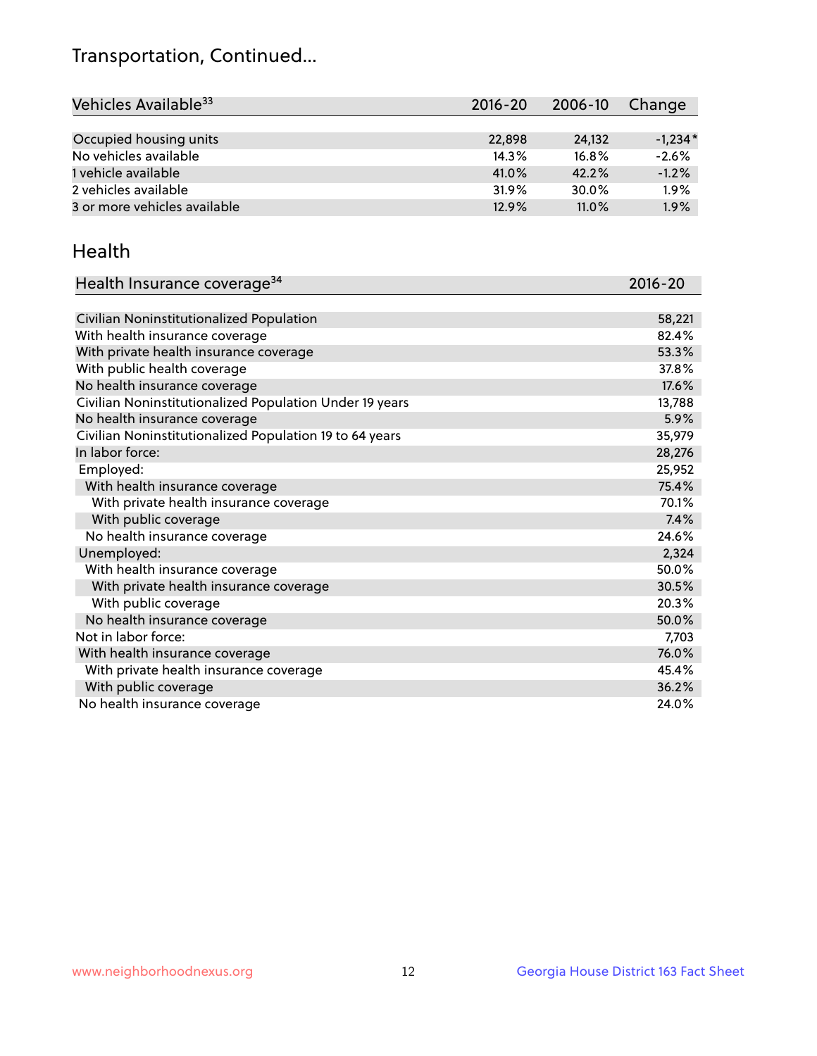## Transportation, Continued...

| Vehicles Available[33] | 2016-20 | 2006-10 | Change |
|---|---|---|---|
| Occupied housing units | 22,898 | 24,132 | -1,234* |
| No vehicles available | 14.3% | 16.8% | -2.6% |
| 1 vehicle available | 41.0% | 42.2% | -1.2% |
| 2 vehicles available | 31.9% | 30.0% | 1.9% |
| 3 or more vehicles available | 12.9% | 11.0% | 1.9% |

## Health

| Health Insurance coverage[34] | 2016-20 |
|---|---|
| Civilian Noninstitutionalized Population | 58,221 |
| With health insurance coverage | 82.4% |
| With private health insurance coverage | 53.3% |
| With public health coverage | 37.8% |
| No health insurance coverage | 17.6% |
| Civilian Noninstitutionalized Population Under 19 years | 13,788 |
| No health insurance coverage | 5.9% |
| Civilian Noninstitutionalized Population 19 to 64 years | 35,979 |
| In labor force: | 28,276 |
| Employed: | 25,952 |
| With health insurance coverage | 75.4% |
| With private health insurance coverage | 70.1% |
| With public coverage | 7.4% |
| No health insurance coverage | 24.6% |
| Unemployed: | 2,324 |
| With health insurance coverage | 50.0% |
| With private health insurance coverage | 30.5% |
| With public coverage | 20.3% |
| No health insurance coverage | 50.0% |
| Not in labor force: | 7,703 |
| With health insurance coverage | 76.0% |
| With private health insurance coverage | 45.4% |
| With public coverage | 36.2% |
| No health insurance coverage | 24.0% |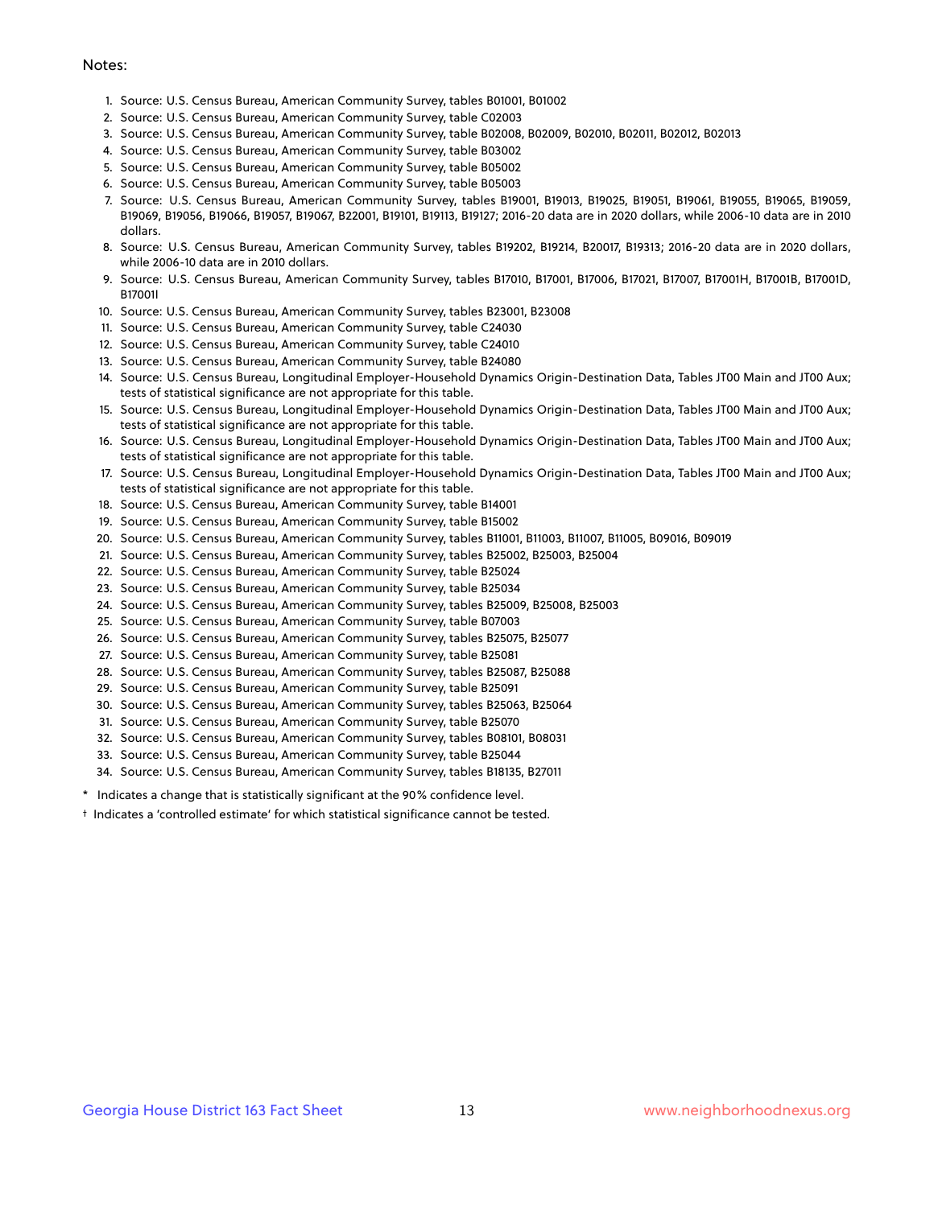Notes:

1. Source: U.S. Census Bureau, American Community Survey, tables B01001, B01002
2. Source: U.S. Census Bureau, American Community Survey, table C02003
3. Source: U.S. Census Bureau, American Community Survey, table B02008, B02009, B02010, B02011, B02012, B02013
4. Source: U.S. Census Bureau, American Community Survey, table B03002
5. Source: U.S. Census Bureau, American Community Survey, table B05002
6. Source: U.S. Census Bureau, American Community Survey, table B05003
7. Source: U.S. Census Bureau, American Community Survey, tables B19001, B19013, B19025, B19051, B19061, B19055, B19065, B19059, B19069, B19056, B19066, B19057, B19067, B22001, B19101, B19113, B19127; 2016-20 data are in 2020 dollars, while 2006-10 data are in 2010 dollars.
8. Source: U.S. Census Bureau, American Community Survey, tables B19202, B19214, B20017, B19313; 2016-20 data are in 2020 dollars, while 2006-10 data are in 2010 dollars.
9. Source: U.S. Census Bureau, American Community Survey, tables B17010, B17001, B17006, B17021, B17007, B17001H, B17001B, B17001D, B17001I
10. Source: U.S. Census Bureau, American Community Survey, tables B23001, B23008
11. Source: U.S. Census Bureau, American Community Survey, table C24030
12. Source: U.S. Census Bureau, American Community Survey, table C24010
13. Source: U.S. Census Bureau, American Community Survey, table B24080
14. Source: U.S. Census Bureau, Longitudinal Employer-Household Dynamics Origin-Destination Data, Tables JT00 Main and JT00 Aux; tests of statistical significance are not appropriate for this table.
15. Source: U.S. Census Bureau, Longitudinal Employer-Household Dynamics Origin-Destination Data, Tables JT00 Main and JT00 Aux; tests of statistical significance are not appropriate for this table.
16. Source: U.S. Census Bureau, Longitudinal Employer-Household Dynamics Origin-Destination Data, Tables JT00 Main and JT00 Aux; tests of statistical significance are not appropriate for this table.
17. Source: U.S. Census Bureau, Longitudinal Employer-Household Dynamics Origin-Destination Data, Tables JT00 Main and JT00 Aux; tests of statistical significance are not appropriate for this table.
18. Source: U.S. Census Bureau, American Community Survey, table B14001
19. Source: U.S. Census Bureau, American Community Survey, table B15002
20. Source: U.S. Census Bureau, American Community Survey, tables B11001, B11003, B11007, B11005, B09016, B09019
21. Source: U.S. Census Bureau, American Community Survey, tables B25002, B25003, B25004
22. Source: U.S. Census Bureau, American Community Survey, table B25024
23. Source: U.S. Census Bureau, American Community Survey, table B25034
24. Source: U.S. Census Bureau, American Community Survey, tables B25009, B25008, B25003
25. Source: U.S. Census Bureau, American Community Survey, table B07003
26. Source: U.S. Census Bureau, American Community Survey, tables B25075, B25077
27. Source: U.S. Census Bureau, American Community Survey, table B25081
28. Source: U.S. Census Bureau, American Community Survey, tables B25087, B25088
29. Source: U.S. Census Bureau, American Community Survey, table B25091
30. Source: U.S. Census Bureau, American Community Survey, tables B25063, B25064
31. Source: U.S. Census Bureau, American Community Survey, table B25070
32. Source: U.S. Census Bureau, American Community Survey, tables B08101, B08031
33. Source: U.S. Census Bureau, American Community Survey, table B25044
34. Source: U.S. Census Bureau, American Community Survey, tables B18135, B27011

\* Indicates a change that is statistically significant at the 90% confidence level.

† Indicates a 'controlled estimate' for which statistical significance cannot be tested.